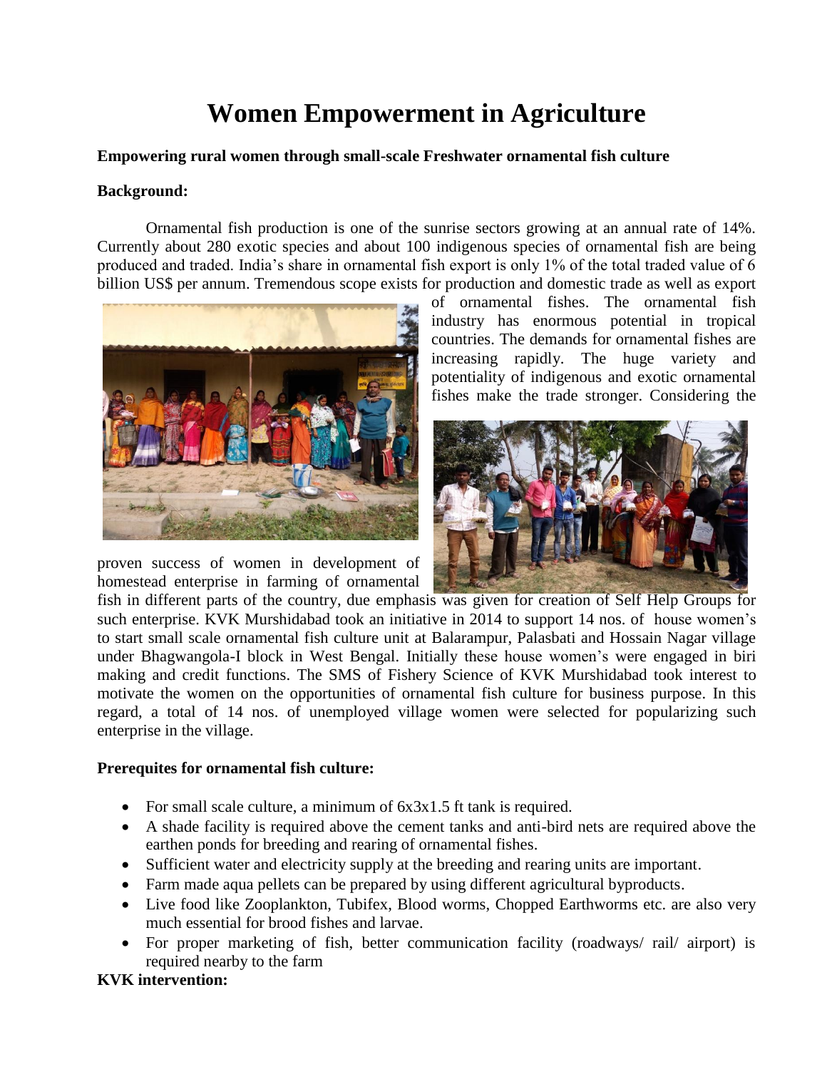# Women Empowerment in Agriculture

**Empowering rural women through small-scale Freshwater ornamental fish culture**

**Background:**

Ornamental fish production is one of the sunrise sectors growing at an annual rate of 14%. Currently about 280 exotic species and about 100 indigenous species of ornamental fish are being produced and traded. India's share in ornamental fish export is only 1% of the total traded value of 6 billion US$ per annum. Tremendous scope exists for production and domestic trade as well as export of ornamental fishes. The ornamental fish industry has enormous potential in tropical countries. The demands for ornamental fishes are increasing rapidly. The huge variety and potentiality of indigenous and exotic ornamental fishes make the trade stronger. Considering the proven success of women in development of homestead enterprise in farming of ornamental fish in different parts of the country, due emphasis was given for creation of Self Help Groups for such enterprise. KVK Murshidabad took an initiative in 2014 to support 14 nos. of house women's to start small scale ornamental fish culture unit at Balarampur, Palasbati and Hossain Nagar village under Bhagwangola-I block in West Bengal. Initially these house women's were engaged in biri making and credit functions. The SMS of Fishery Science of KVK Murshidabad took interest to motivate the women on the opportunities of ornamental fish culture for business purpose. In this regard, a total of 14 nos. of unemployed village women were selected for popularizing such enterprise in the village.

**Prerequites for ornamental fish culture:**

- For small scale culture, a minimum of 6x3x1.5 ft tank is required.
- A shade facility is required above the cement tanks and anti-bird nets are required above the earthen ponds for breeding and rearing of ornamental fishes.
- Sufficient water and electricity supply at the breeding and rearing units are important.
- Farm made aqua pellets can be prepared by using different agricultural byproducts.
- Live food like Zooplankton, Tubifex, Blood worms, Chopped Earthworms etc. are also very much essential for brood fishes and larvae.
- For proper marketing of fish, better communication facility (roadways/ rail/ airport) is required nearby to the farm

**KVK intervention:**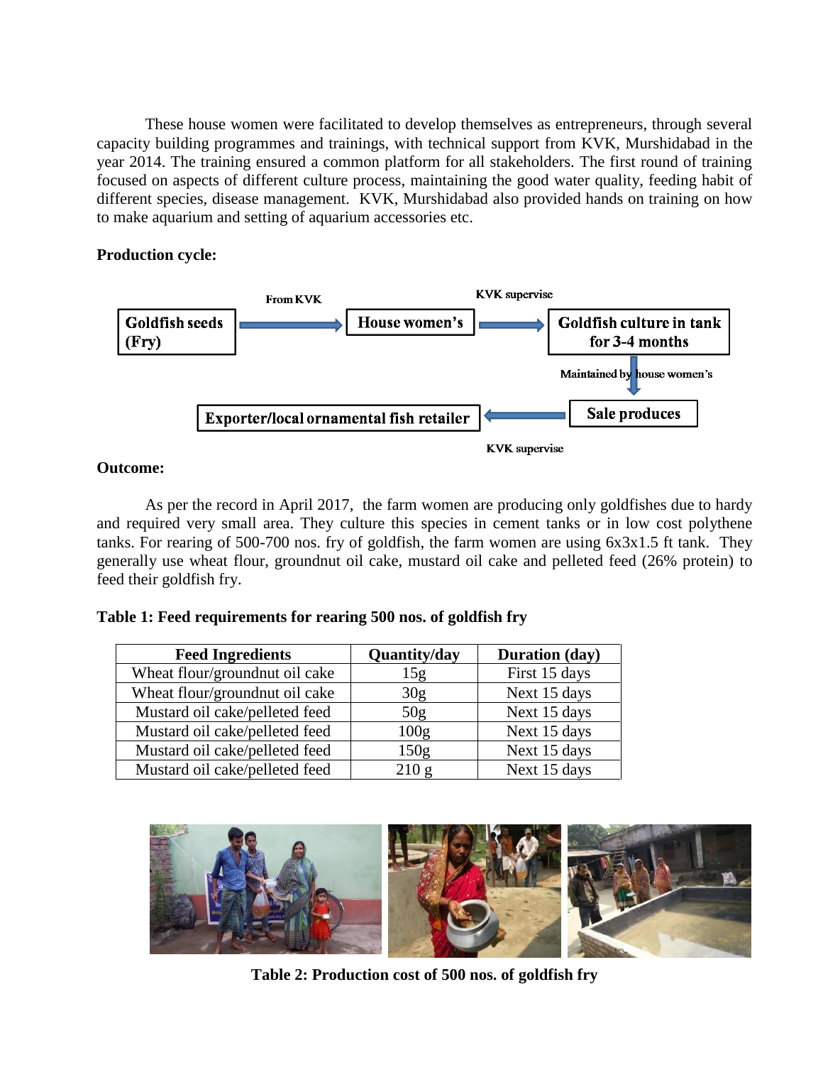These house women were facilitated to develop themselves as entrepreneurs, through several capacity building programmes and trainings, with technical support from KVK, Murshidabad in the year 2014. The training ensured a common platform for all stakeholders. The first round of training focused on aspects of different culture process, maintaining the good water quality, feeding habit of different species, disease management. KVK, Murshidabad also provided hands on training on how to make aquarium and setting of aquarium accessories etc.

**Production cycle:**

Goldfish seeds (Fry) → (From KVK) → House women's → (KVK supervise) → Goldfish culture in tank for 3-4 months → (Maintained by house women's) → Sale produces → (KVK supervise) → Exporter/local ornamental fish retailer

**Outcome:**

As per the record in April 2017, the farm women are producing only goldfishes due to hardy and required very small area. They culture this species in cement tanks or in low cost polythene tanks. For rearing of 500-700 nos. fry of goldfish, the farm women are using 6x3x1.5 ft tank. They generally use wheat flour, groundnut oil cake, mustard oil cake and pelleted feed (26% protein) to feed their goldfish fry.

**Table 1: Feed requirements for rearing 500 nos. of goldfish fry**

| Feed Ingredients | Quantity/day | Duration (day) |
|---|---|---|
| Wheat flour/groundnut oil cake | 15g | First 15 days |
| Wheat flour/groundnut oil cake | 30g | Next 15 days |
| Mustard oil cake/pelleted feed | 50g | Next 15 days |
| Mustard oil cake/pelleted feed | 100g | Next 15 days |
| Mustard oil cake/pelleted feed | 150g | Next 15 days |
| Mustard oil cake/pelleted feed | 210 g | Next 15 days |

**Table 2: Production cost of 500 nos. of goldfish fry**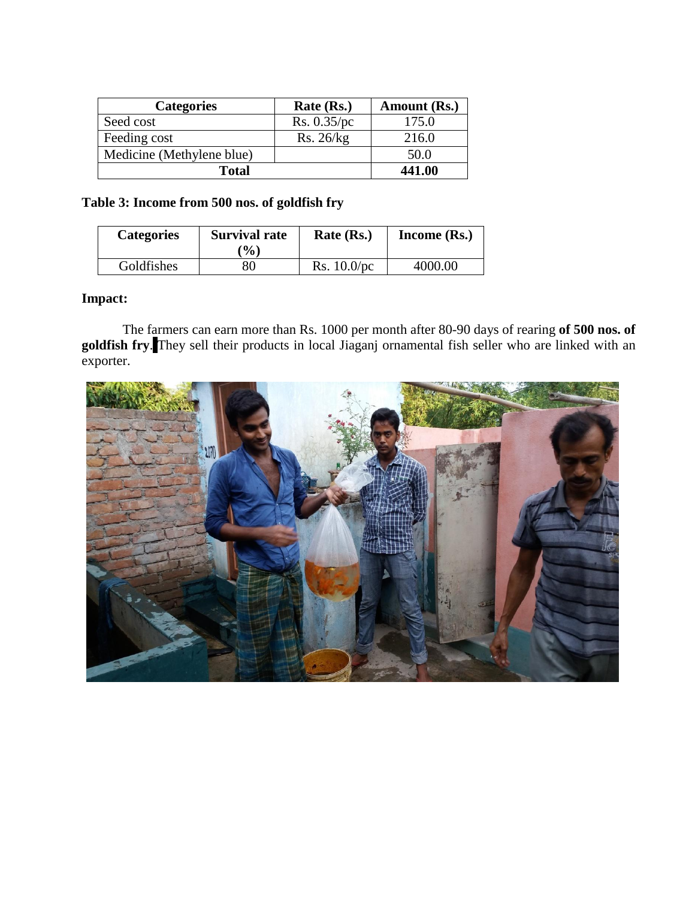| Categories | Rate (Rs.) | Amount (Rs.) |
|---|---|---|
| Seed cost | Rs. 0.35/pc | 175.0 |
| Feeding cost | Rs. 26/kg | 216.0 |
| Medicine (Methylene blue) | | 50.0 |
| **Total** | | **441.00** |

**Table 3: Income from 500 nos. of goldfish fry**

| Categories | Survival rate (%) | Rate (Rs.) | Income (Rs.) |
|---|---|---|---|
| Goldfishes | 80 | Rs. 10.0/pc | 4000.00 |

**Impact:**

The farmers can earn more than Rs. 1000 per month after 80-90 days of rearing **of 500 nos. of goldfish fry**. They sell their products in local Jiaganj ornamental fish seller who are linked with an exporter.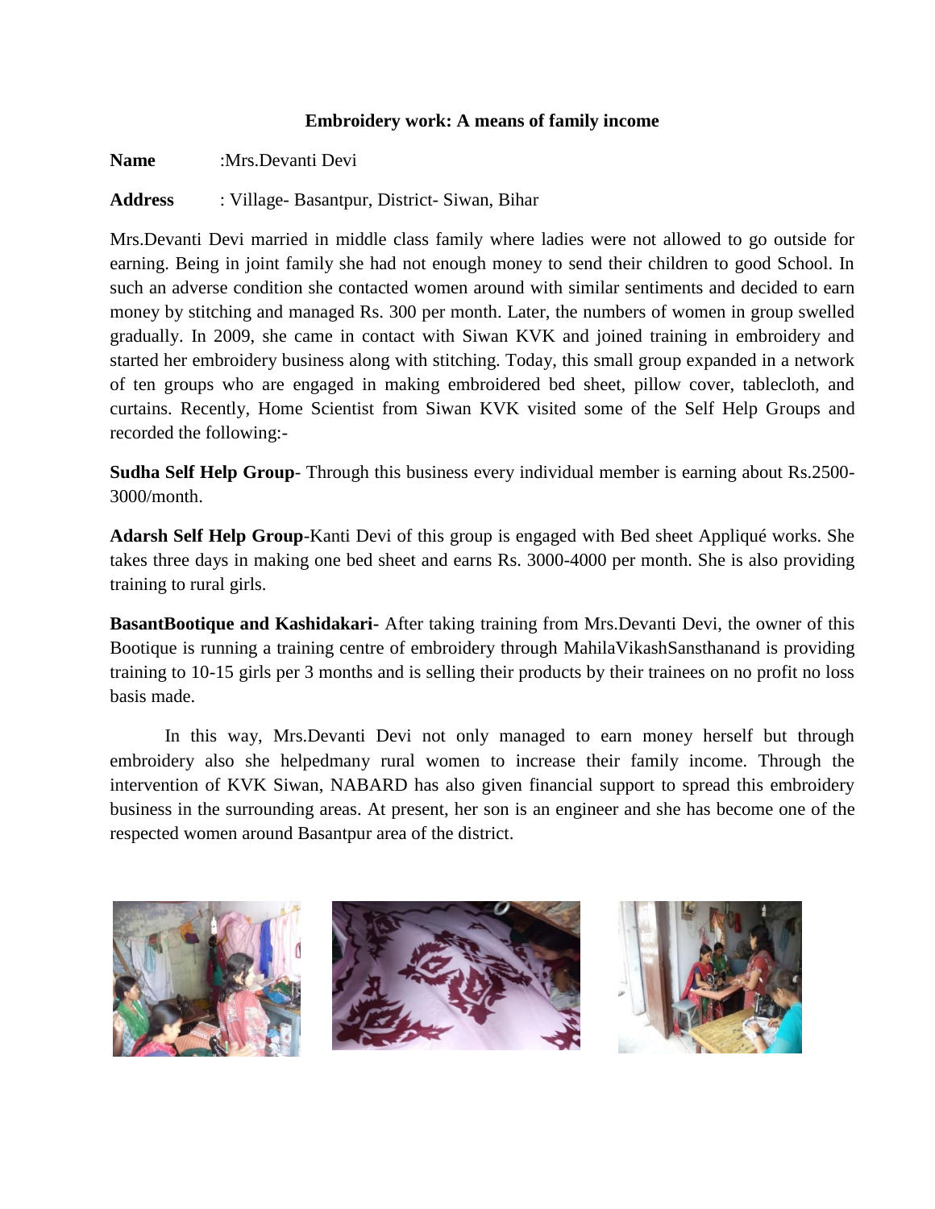**Embroidery work: A means of family income**

**Name** :Mrs.Devanti Devi

**Address** : Village- Basantpur, District- Siwan, Bihar

Mrs.Devanti Devi married in middle class family where ladies were not allowed to go outside for earning. Being in joint family she had not enough money to send their children to good School. In such an adverse condition she contacted women around with similar sentiments and decided to earn money by stitching and managed Rs. 300 per month. Later, the numbers of women in group swelled gradually. In 2009, she came in contact with Siwan KVK and joined training in embroidery and started her embroidery business along with stitching. Today, this small group expanded in a network of ten groups who are engaged in making embroidered bed sheet, pillow cover, tablecloth, and curtains. Recently, Home Scientist from Siwan KVK visited some of the Self Help Groups and recorded the following:-

**Sudha Self Help Group**- Through this business every individual member is earning about Rs.2500-3000/month.

**Adarsh Self Help Group**-Kanti Devi of this group is engaged with Bed sheet Appliqué works. She takes three days in making one bed sheet and earns Rs. 3000-4000 per month. She is also providing training to rural girls.

**BasantBootique and Kashidakari-** After taking training from Mrs.Devanti Devi, the owner of this Bootique is running a training centre of embroidery through MahilaVikashSansthanand is providing training to 10-15 girls per 3 months and is selling their products by their trainees on no profit no loss basis made.

In this way, Mrs.Devanti Devi not only managed to earn money herself but through embroidery also she helpedmany rural women to increase their family income. Through the intervention of KVK Siwan, NABARD has also given financial support to spread this embroidery business in the surrounding areas. At present, her son is an engineer and she has become one of the respected women around Basantpur area of the district.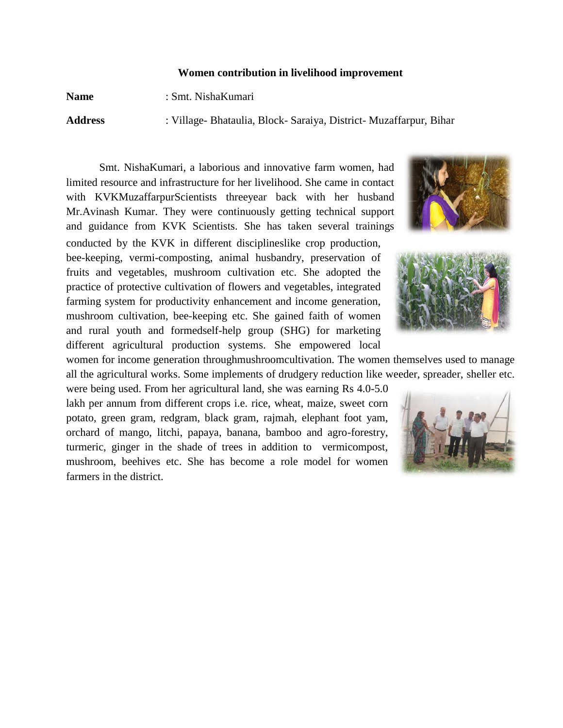**Women contribution in livelihood improvement**

**Name** : Smt. NishaKumari

**Address** : Village- Bhataulia, Block- Saraiya, District- Muzaffarpur, Bihar

Smt. NishaKumari, a laborious and innovative farm women, had limited resource and infrastructure for her livelihood. She came in contact with KVKMuzaffarpurScientists threeyear back with her husband Mr.Avinash Kumar. They were continuously getting technical support and guidance from KVK Scientists. She has taken several trainings conducted by the KVK in different disciplineslike crop production, bee-keeping, vermi-composting, animal husbandry, preservation of fruits and vegetables, mushroom cultivation etc. She adopted the practice of protective cultivation of flowers and vegetables, integrated farming system for productivity enhancement and income generation, mushroom cultivation, bee-keeping etc. She gained faith of women and rural youth and formedself-help group (SHG) for marketing different agricultural production systems. She empowered local women for income generation throughmushroomcultivation. The women themselves used to manage all the agricultural works. Some implements of drudgery reduction like weeder, spreader, sheller etc. were being used. From her agricultural land, she was earning Rs 4.0-5.0 lakh per annum from different crops i.e. rice, wheat, maize, sweet corn potato, green gram, redgram, black gram, rajmah, elephant foot yam, orchard of mango, litchi, papaya, banana, bamboo and agro-forestry, turmeric, ginger in the shade of trees in addition to vermicompost, mushroom, beehives etc. She has become a role model for women farmers in the district.